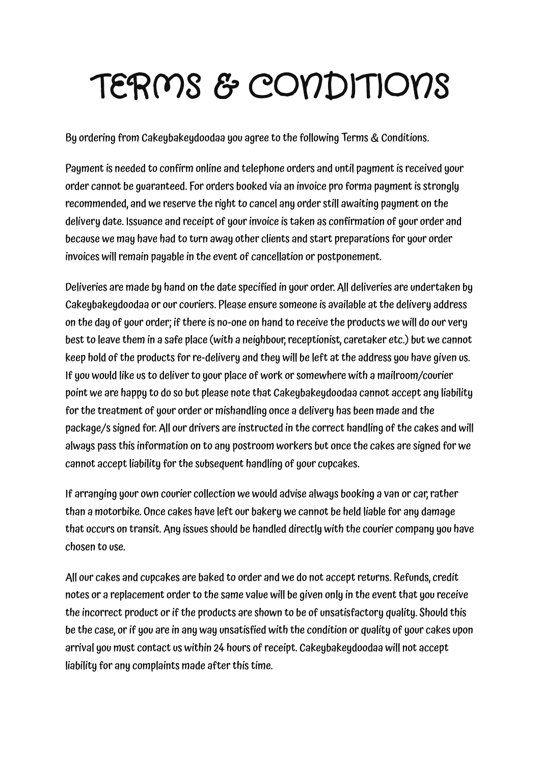# TERMS & CONDITIONS

By ordering from Cakeybakeydoodaa you agree to the following Terms & Conditions.

Payment is needed to confirm online and telephone orders and until payment is received your order cannot be guaranteed. For orders booked via an invoice pro forma payment is strongly recommended, and we reserve the right to cancel any order still awaiting payment on the delivery date. Issuance and receipt of your invoice is taken as confirmation of your order and because we may have had to turn away other clients and start preparations for your order invoices will remain payable in the event of cancellation or postponement.

Deliveries are made by hand on the date specified in your order. All deliveries are undertaken by Cakeybakeydoodaa or our couriers. Please ensure someone is available at the delivery address on the day of your order; if there is no-one on hand to receive the products we will do our very best to leave them in a safe place (with a neighbour, receptionist, caretaker etc.) but we cannot keep hold of the products for re-delivery and they will be left at the address you have given us. If you would like us to deliver to your place of work or somewhere with a mailroom/courier point we are happy to do so but please note that Cakeybakeydoodaa cannot accept any liability for the treatment of your order or mishandling once a delivery has been made and the package/s signed for. All our drivers are instructed in the correct handling of the cakes and will always pass this information on to any postroom workers but once the cakes are signed for we cannot accept liability for the subsequent handling of your cupcakes.

If arranging your own courier collection we would advise always booking a van or car, rather than a motorbike. Once cakes have left our bakery we cannot be held liable for any damage that occurs on transit. Any issues should be handled directly with the courier company you have chosen to use.

All our cakes and cupcakes are baked to order and we do not accept returns. Refunds, credit notes or a replacement order to the same value will be given only in the event that you receive the incorrect product or if the products are shown to be of unsatisfactory quality. Should this be the case, or if you are in any way unsatisfied with the condition or quality of your cakes upon arrival you must contact us within 24 hours of receipt. Cakeybakeydoodaa will not accept liability for any complaints made after this time.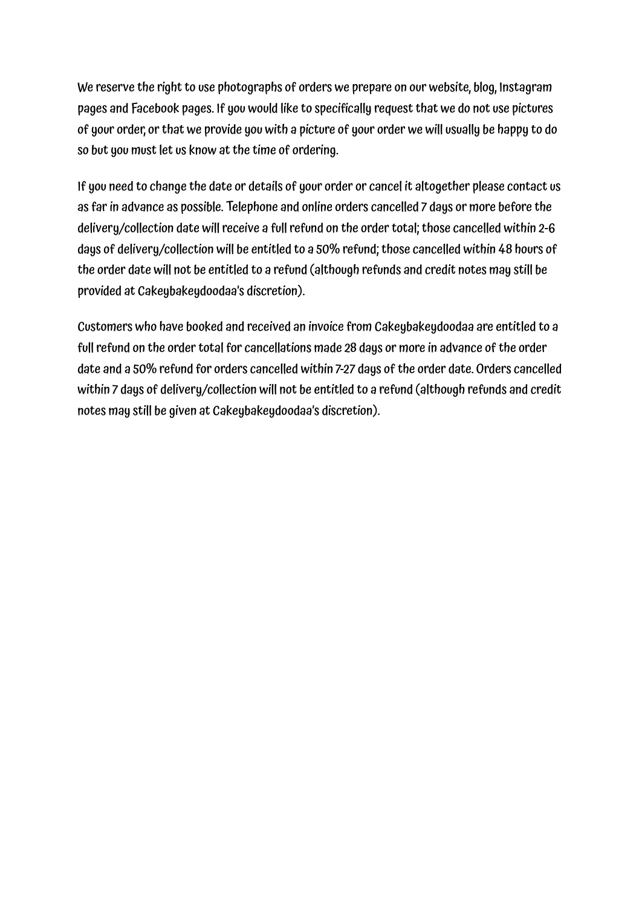We reserve the right to use photographs of orders we prepare on our website, blog, Instagram pages and Facebook pages. If you would like to specifically request that we do not use pictures of your order, or that we provide you with a picture of your order we will usually be happy to do so but you must let us know at the time of ordering.

If you need to change the date or details of your order or cancel it altogether please contact us as far in advance as possible. Telephone and online orders cancelled 7 days or more before the delivery/collection date will receive a full refund on the order total; those cancelled within 2-6 days of delivery/collection will be entitled to a 50% refund; those cancelled within 48 hours of the order date will not be entitled to a refund (although refunds and credit notes may still be provided at Cakeybakeydoodaa's discretion).

Customers who have booked and received an invoice from Cakeybakeydoodaa are entitled to a full refund on the order total for cancellations made 28 days or more in advance of the order date and a 50% refund for orders cancelled within 7-27 days of the order date. Orders cancelled within 7 days of delivery/collection will not be entitled to a refund (although refunds and credit notes may still be given at Cakeybakeydoodaa's discretion).